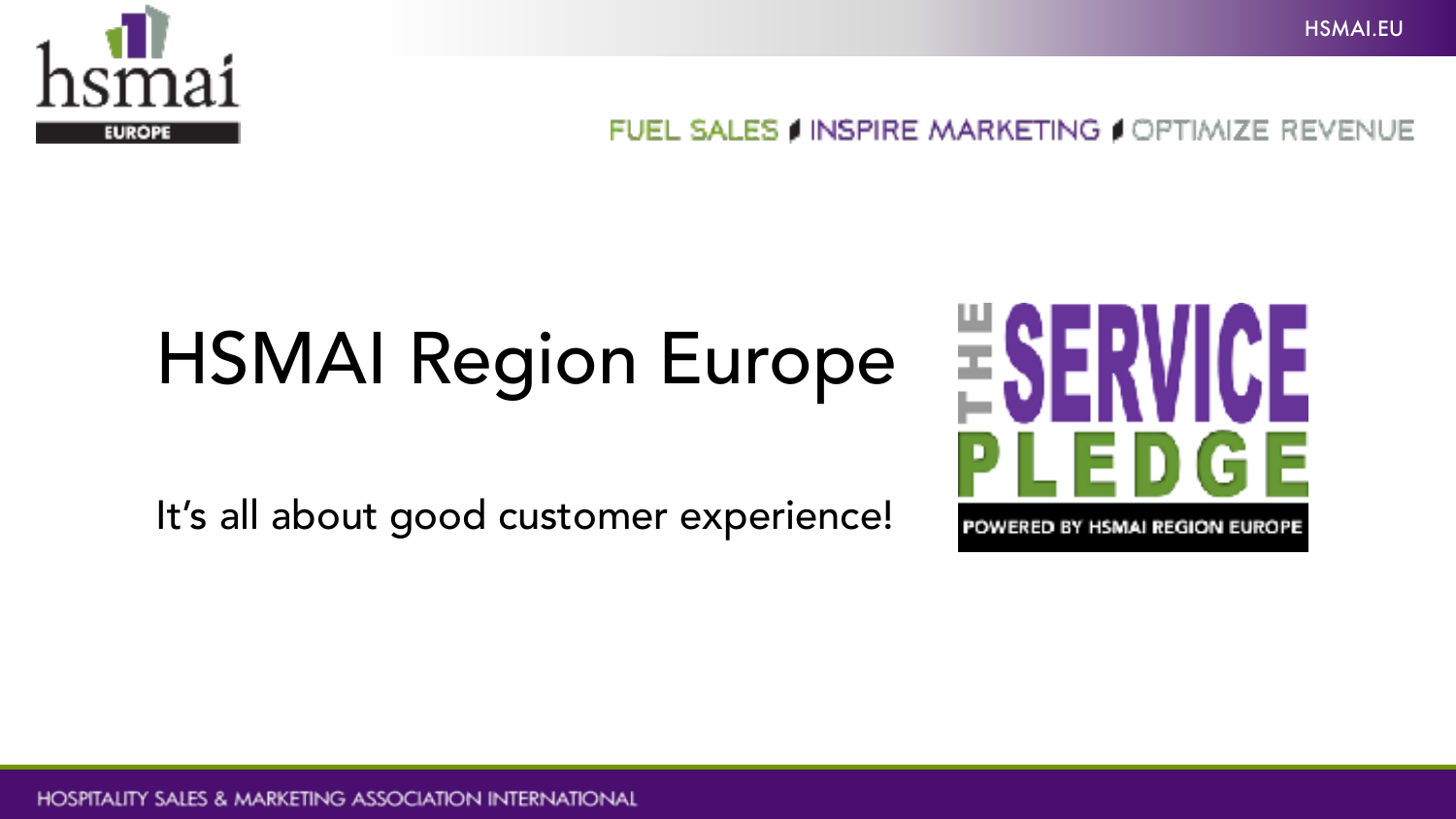HSMAI.EU

FUEL SALES / INSPIRE MARKETING / OPTIMIZE REVENUE

# HSMAI Region Europe

It's all about good customer experience!

THE SERVICE PLEDGE

POWERED BY HSMAI REGION EUROPE

HOSPITALITY SALES & MARKETING ASSOCIATION INTERNATIONAL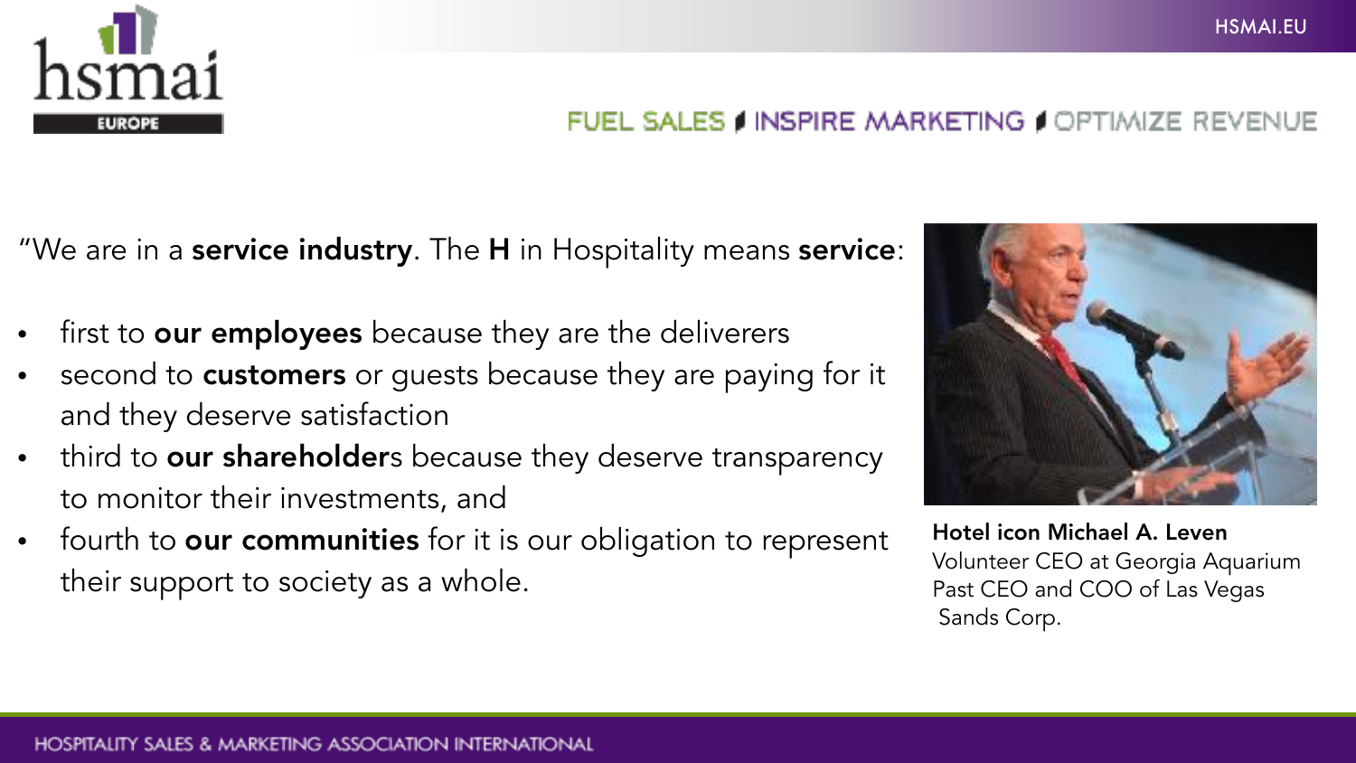"We are in a **service industry**. The **H** in Hospitality means **service**:

- first to **our employees** because they are the deliverers
- second to **customers** or guests because they are paying for it and they deserve satisfaction
- third to **our shareholder**s because they deserve transparency to monitor their investments, and
- fourth to **our communities** for it is our obligation to represent their support to society as a whole.

**Hotel icon Michael A. Leven**
Volunteer CEO at Georgia Aquarium
Past CEO and COO of Las Vegas Sands Corp.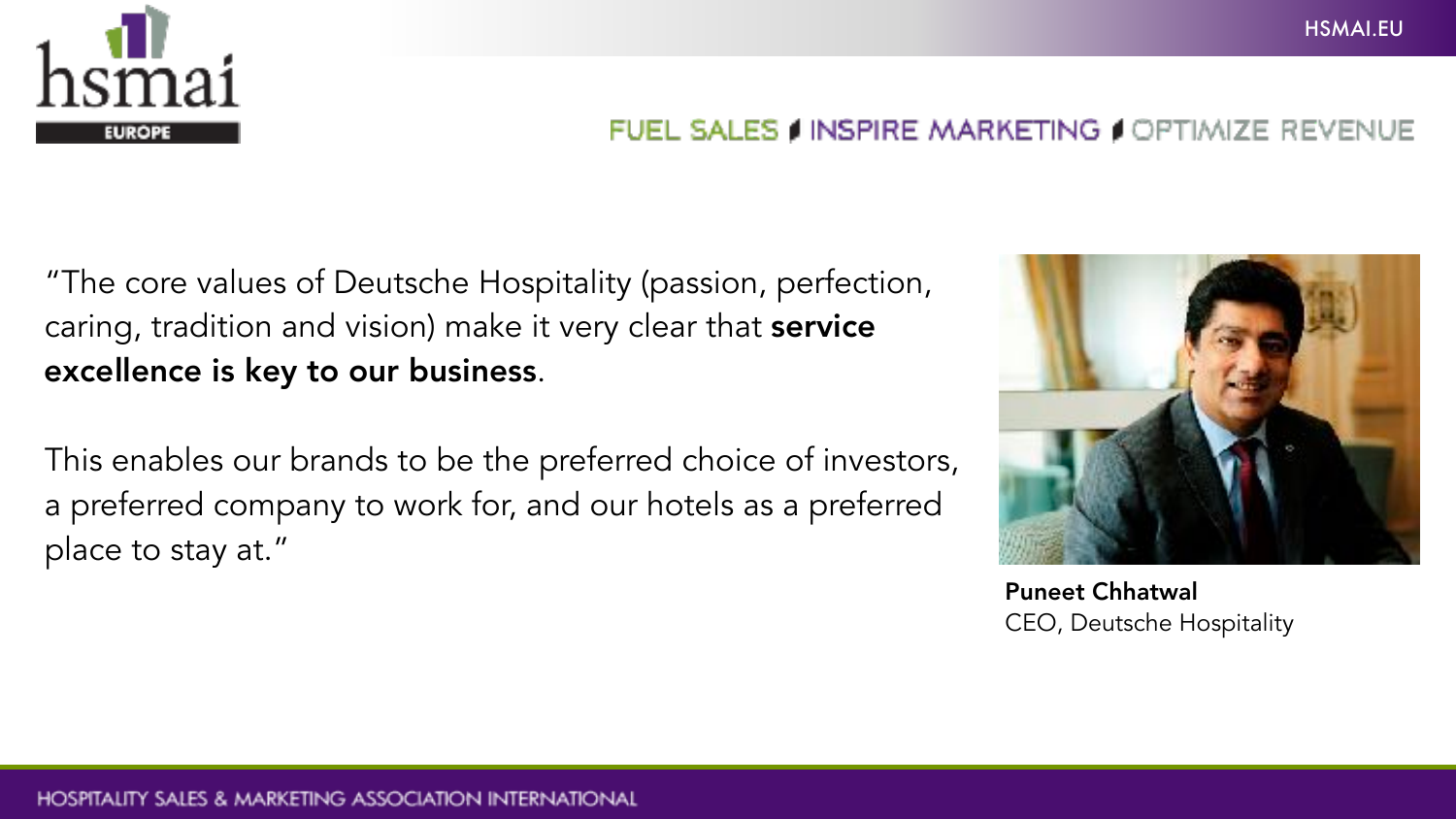"The core values of Deutsche Hospitality (passion, perfection, caring, tradition and vision) make it very clear that **service excellence is key to our business**.

This enables our brands to be the preferred choice of investors, a preferred company to work for, and our hotels as a preferred place to stay at."

**Puneet Chhatwal**
CEO, Deutsche Hospitality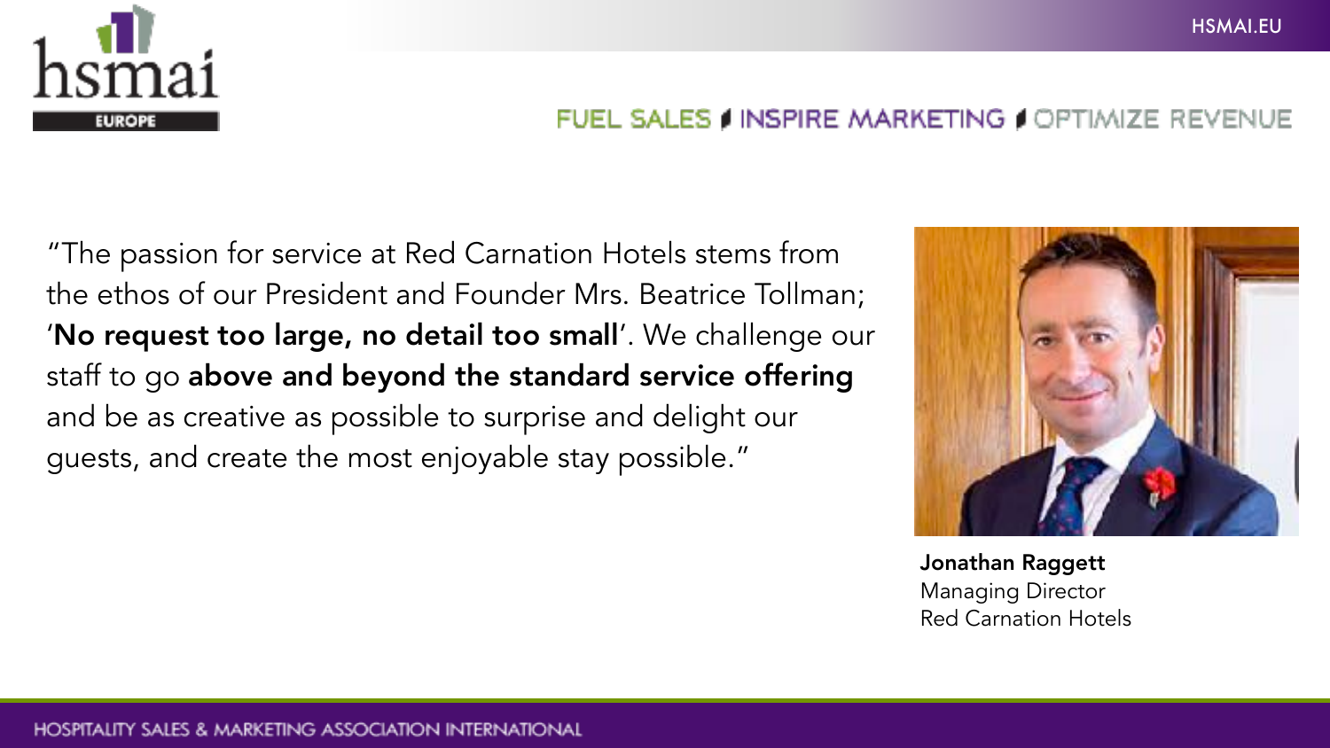"The passion for service at Red Carnation Hotels stems from the ethos of our President and Founder Mrs. Beatrice Tollman; '**No request too large, no detail too small**'. We challenge our staff to go **above and beyond the standard service offering** and be as creative as possible to surprise and delight our guests, and create the most enjoyable stay possible."

**Jonathan Raggett**
Managing Director
Red Carnation Hotels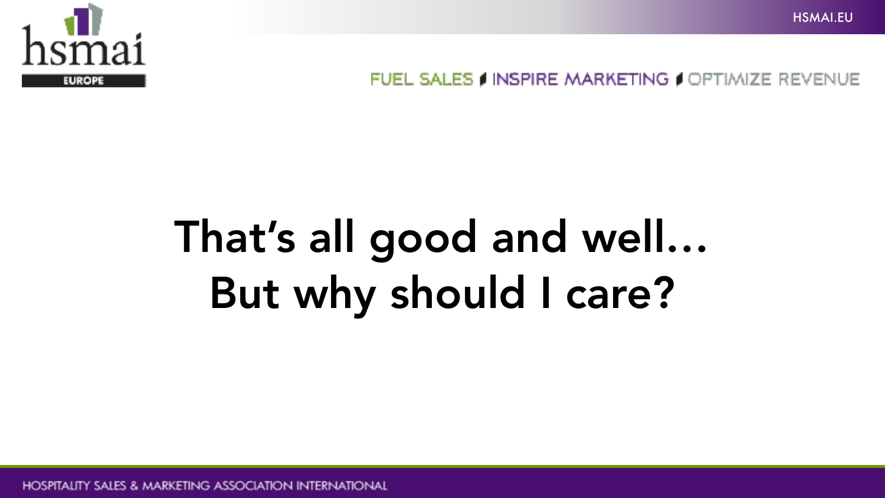# That's all good and well…
# But why should I care?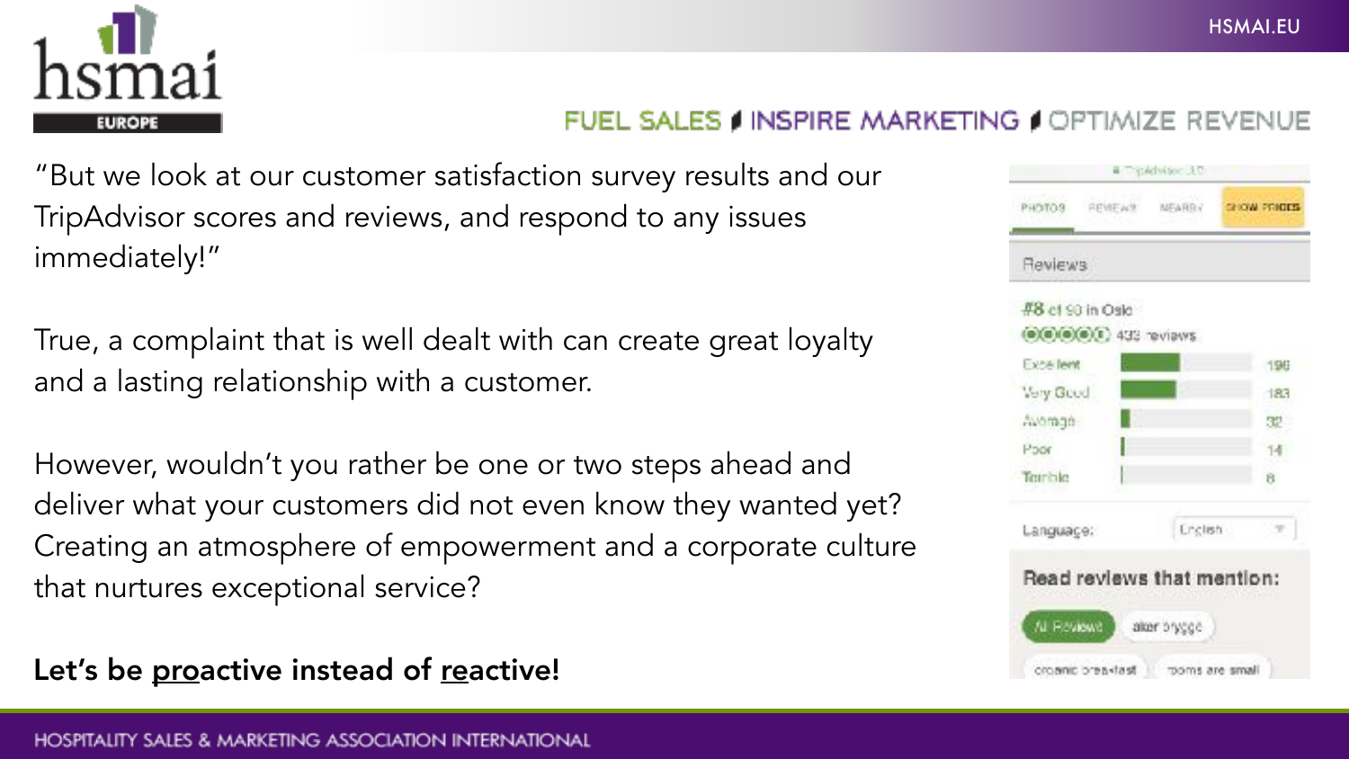"But we look at our customer satisfaction survey results and our TripAdvisor scores and reviews, and respond to any issues immediately!"

True, a complaint that is well dealt with can create great loyalty and a lasting relationship with a customer.

However, wouldn't you rather be one or two steps ahead and deliver what your customers did not even know they wanted yet? Creating an atmosphere of empowerment and a corporate culture that nurtures exceptional service?

**Let's be <u>pro</u>active instead of <u>re</u>active!**

Reviews

#8 of 90 in Oslo

433 reviews

| Rating | Count |
| --- | --- |
| Excellent | 196 |
| Very Good | 183 |
| Average | 32 |
| Poor | 14 |
| Terrible | 8 |

Language: English

**Read reviews that mention:**

All Reviews · aker brygge · organic breakfast · rooms are small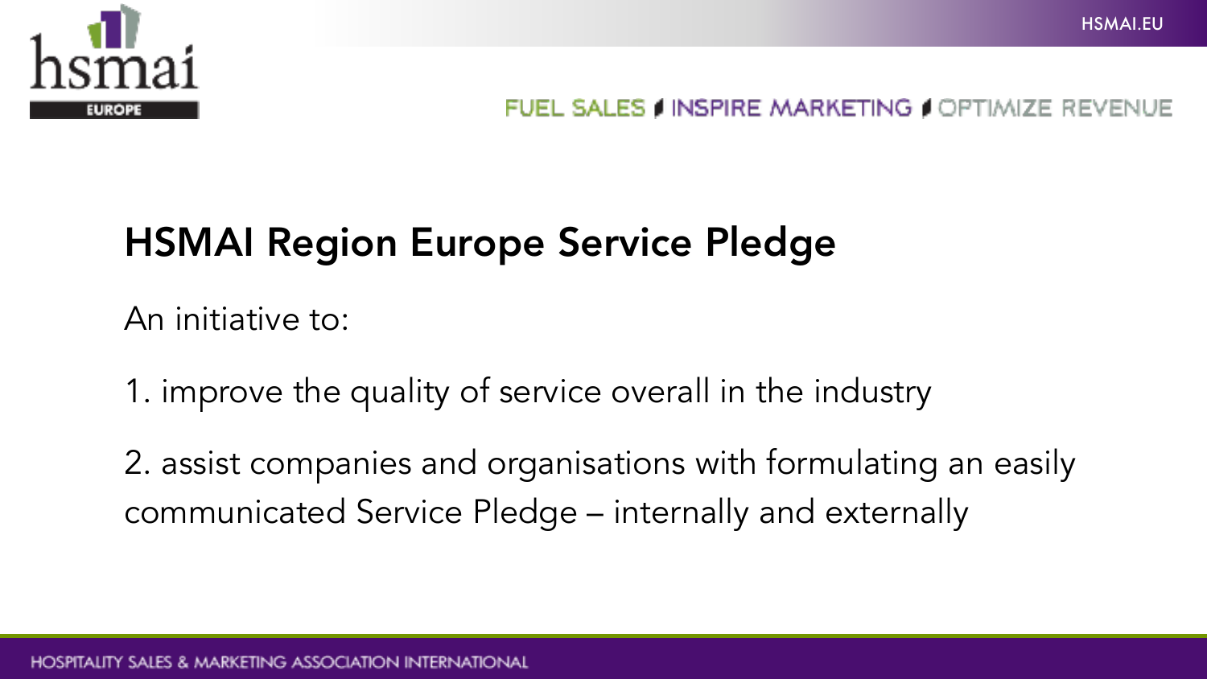## HSMAI Region Europe Service Pledge

An initiative to:

1. improve the quality of service overall in the industry
2. assist companies and organisations with formulating an easily communicated Service Pledge – internally and externally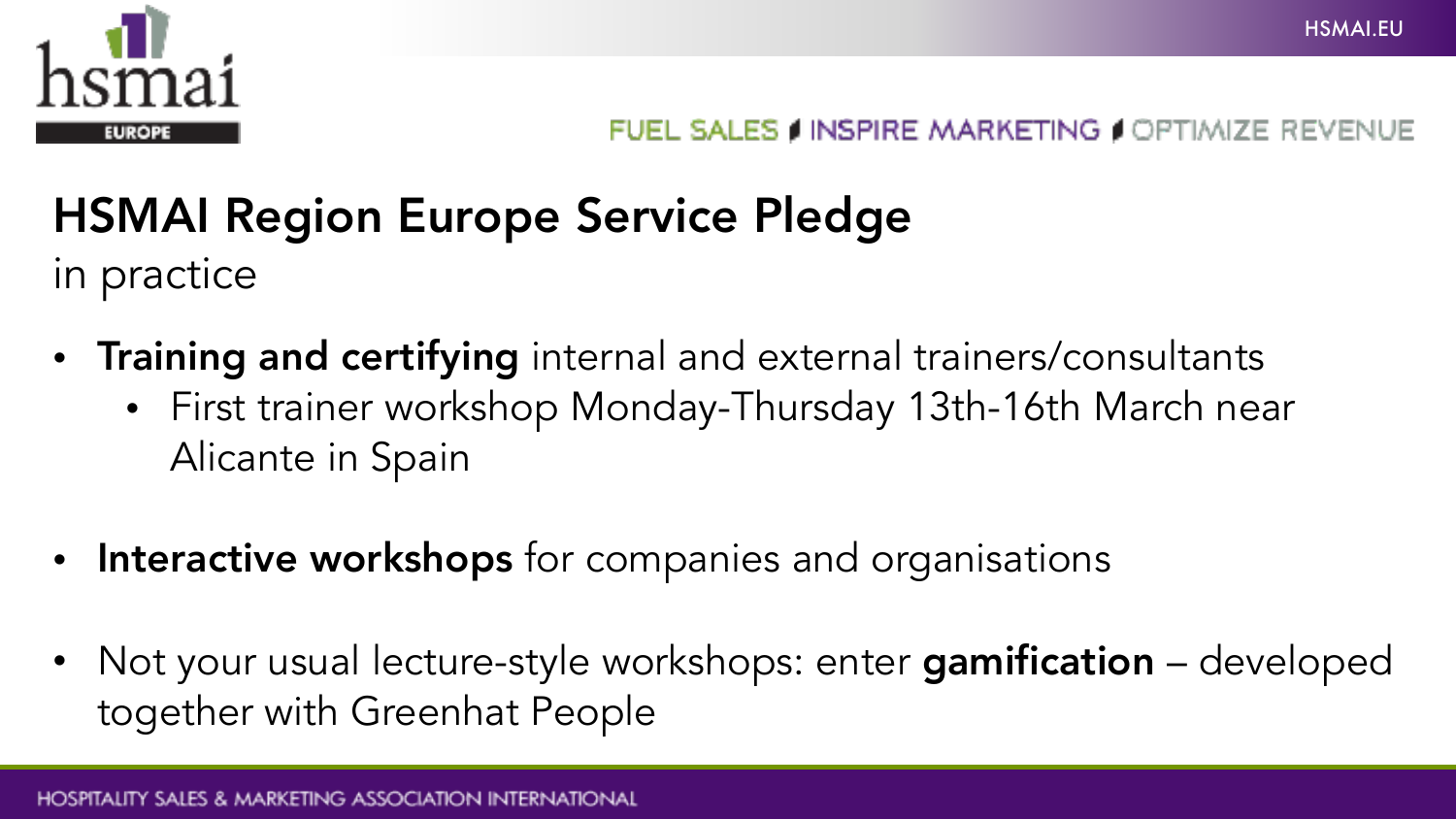# HSMAI Region Europe Service Pledge

in practice

- **Training and certifying** internal and external trainers/consultants
  - First trainer workshop Monday-Thursday 13th-16th March near Alicante in Spain
- **Interactive workshops** for companies and organisations
- Not your usual lecture-style workshops: enter **gamification** – developed together with Greenhat People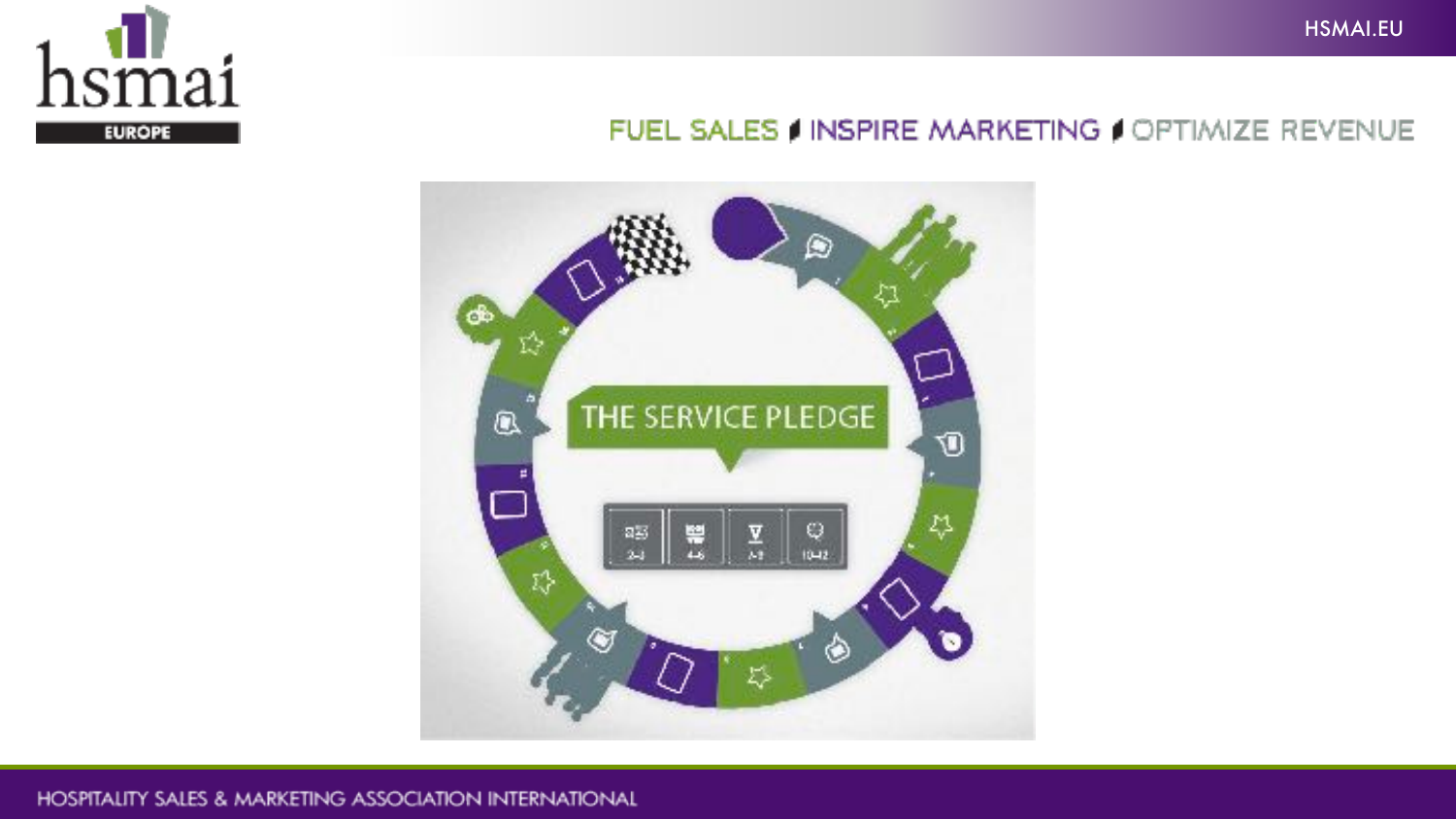# THE SERVICE PLEDGE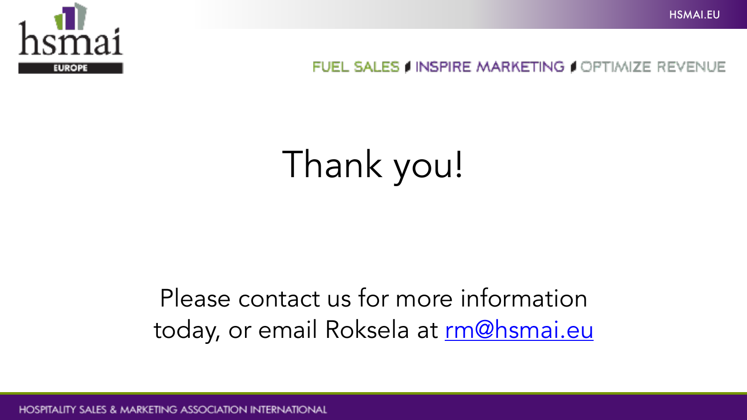# Thank you!

Please contact us for more information today, or email Roksela at rm@hsmai.eu